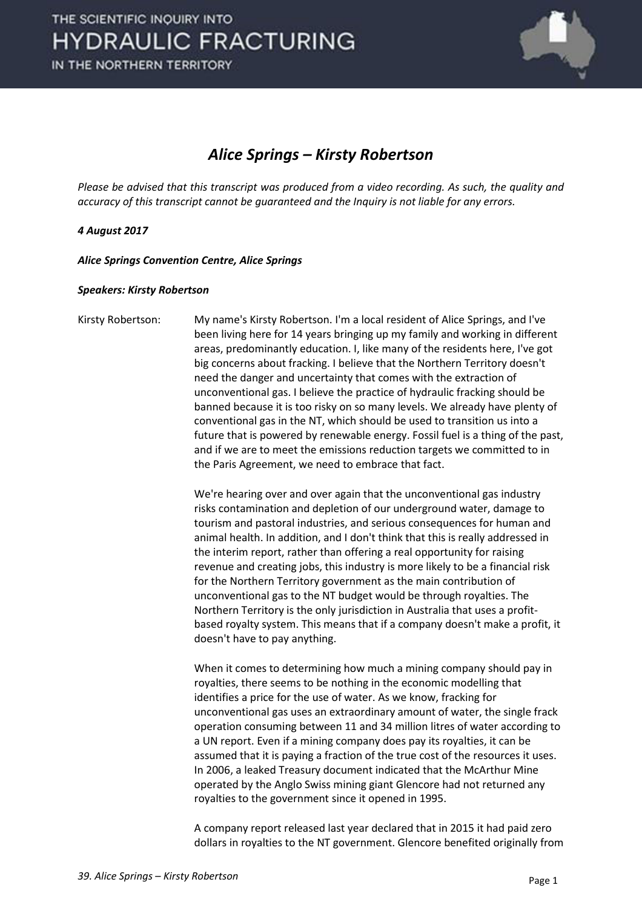# Alice Springs – Kirsty Robertson

*Please be advised that this transcript was produced from a video recording. As such, the quality and accuracy of this transcript cannot be guaranteed and the Inquiry is not liable for any errors.*

***4 August 2017***

***Alice Springs Convention Centre, Alice Springs***

***Speakers: Kirsty Robertson***

Kirsty Robertson: My name's Kirsty Robertson. I'm a local resident of Alice Springs, and I've been living here for 14 years bringing up my family and working in different areas, predominantly education. I, like many of the residents here, I've got big concerns about fracking. I believe that the Northern Territory doesn't need the danger and uncertainty that comes with the extraction of unconventional gas. I believe the practice of hydraulic fracking should be banned because it is too risky on so many levels. We already have plenty of conventional gas in the NT, which should be used to transition us into a future that is powered by renewable energy. Fossil fuel is a thing of the past, and if we are to meet the emissions reduction targets we committed to in the Paris Agreement, we need to embrace that fact.

We're hearing over and over again that the unconventional gas industry risks contamination and depletion of our underground water, damage to tourism and pastoral industries, and serious consequences for human and animal health. In addition, and I don't think that this is really addressed in the interim report, rather than offering a real opportunity for raising revenue and creating jobs, this industry is more likely to be a financial risk for the Northern Territory government as the main contribution of unconventional gas to the NT budget would be through royalties. The Northern Territory is the only jurisdiction in Australia that uses a profit-based royalty system. This means that if a company doesn't make a profit, it doesn't have to pay anything.

When it comes to determining how much a mining company should pay in royalties, there seems to be nothing in the economic modelling that identifies a price for the use of water. As we know, fracking for unconventional gas uses an extraordinary amount of water, the single frack operation consuming between 11 and 34 million litres of water according to a UN report. Even if a mining company does pay its royalties, it can be assumed that it is paying a fraction of the true cost of the resources it uses. In 2006, a leaked Treasury document indicated that the McArthur Mine operated by the Anglo Swiss mining giant Glencore had not returned any royalties to the government since it opened in 1995.

A company report released last year declared that in 2015 it had paid zero dollars in royalties to the NT government. Glencore benefited originally from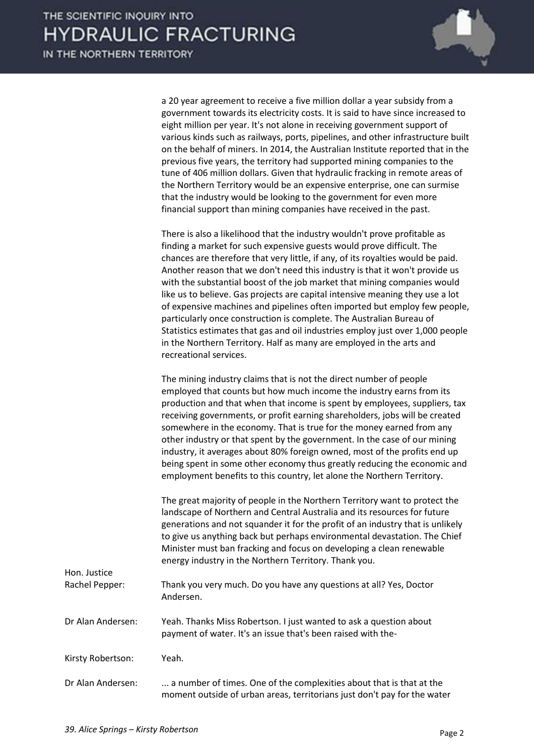a 20 year agreement to receive a five million dollar a year subsidy from a government towards its electricity costs. It is said to have since increased to eight million per year. It's not alone in receiving government support of various kinds such as railways, ports, pipelines, and other infrastructure built on the behalf of miners. In 2014, the Australian Institute reported that in the previous five years, the territory had supported mining companies to the tune of 406 million dollars. Given that hydraulic fracking in remote areas of the Northern Territory would be an expensive enterprise, one can surmise that the industry would be looking to the government for even more financial support than mining companies have received in the past.

There is also a likelihood that the industry wouldn't prove profitable as finding a market for such expensive guests would prove difficult. The chances are therefore that very little, if any, of its royalties would be paid. Another reason that we don't need this industry is that it won't provide us with the substantial boost of the job market that mining companies would like us to believe. Gas projects are capital intensive meaning they use a lot of expensive machines and pipelines often imported but employ few people, particularly once construction is complete. The Australian Bureau of Statistics estimates that gas and oil industries employ just over 1,000 people in the Northern Territory. Half as many are employed in the arts and recreational services.

The mining industry claims that is not the direct number of people employed that counts but how much income the industry earns from its production and that when that income is spent by employees, suppliers, tax receiving governments, or profit earning shareholders, jobs will be created somewhere in the economy. That is true for the money earned from any other industry or that spent by the government. In the case of our mining industry, it averages about 80% foreign owned, most of the profits end up being spent in some other economy thus greatly reducing the economic and employment benefits to this country, let alone the Northern Territory.

The great majority of people in the Northern Territory want to protect the landscape of Northern and Central Australia and its resources for future generations and not squander it for the profit of an industry that is unlikely to give us anything back but perhaps environmental devastation. The Chief Minister must ban fracking and focus on developing a clean renewable energy industry in the Northern Territory. Thank you.

**Hon. Justice Rachel Pepper:** Thank you very much. Do you have any questions at all? Yes, Doctor Andersen.

**Dr Alan Andersen:** Yeah. Thanks Miss Robertson. I just wanted to ask a question about payment of water. It's an issue that's been raised with the-

**Kirsty Robertson:** Yeah.

**Dr Alan Andersen:** ... a number of times. One of the complexities about that is that at the moment outside of urban areas, territorians just don't pay for the water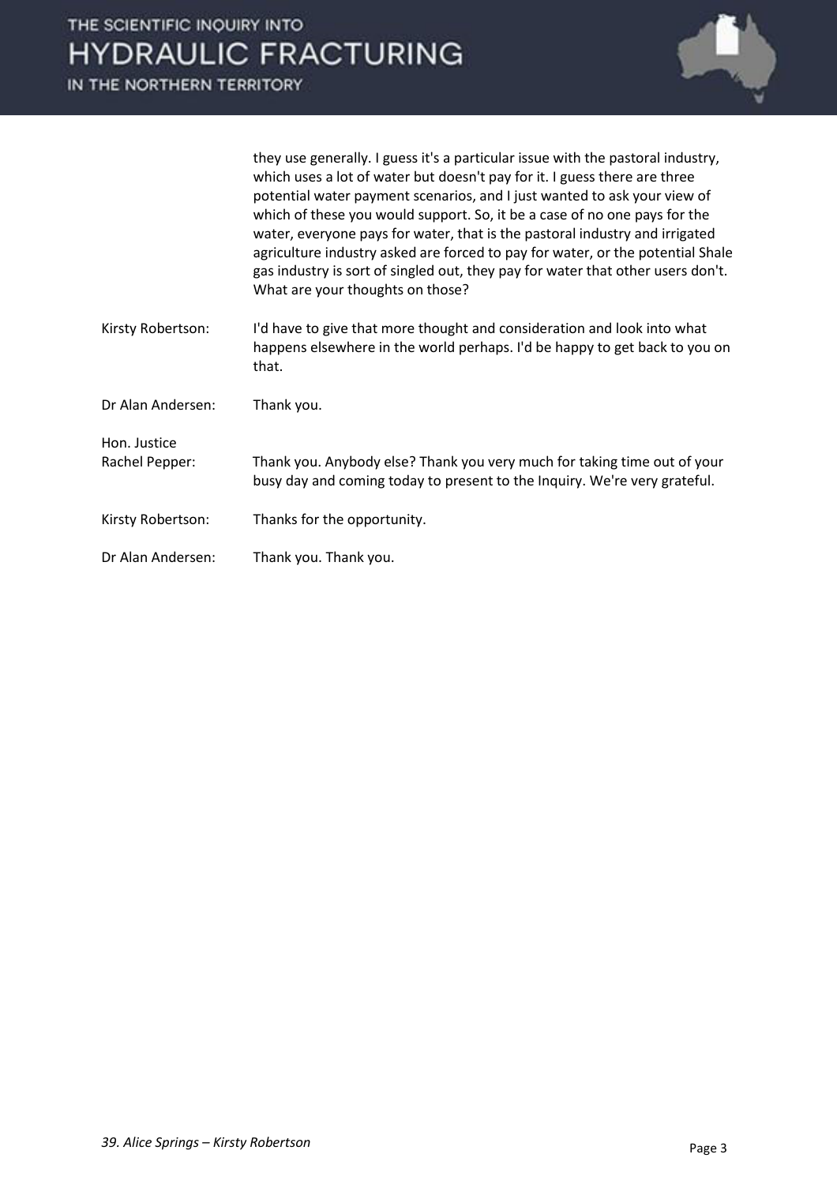they use generally. I guess it's a particular issue with the pastoral industry, which uses a lot of water but doesn't pay for it. I guess there are three potential water payment scenarios, and I just wanted to ask your view of which of these you would support. So, it be a case of no one pays for the water, everyone pays for water, that is the pastoral industry and irrigated agriculture industry asked are forced to pay for water, or the potential Shale gas industry is sort of singled out, they pay for water that other users don't. What are your thoughts on those?

Kirsty Robertson: I'd have to give that more thought and consideration and look into what happens elsewhere in the world perhaps. I'd be happy to get back to you on that.

Dr Alan Andersen: Thank you.

Hon. Justice Rachel Pepper: Thank you. Anybody else? Thank you very much for taking time out of your busy day and coming today to present to the Inquiry. We're very grateful.

Kirsty Robertson: Thanks for the opportunity.

Dr Alan Andersen: Thank you. Thank you.